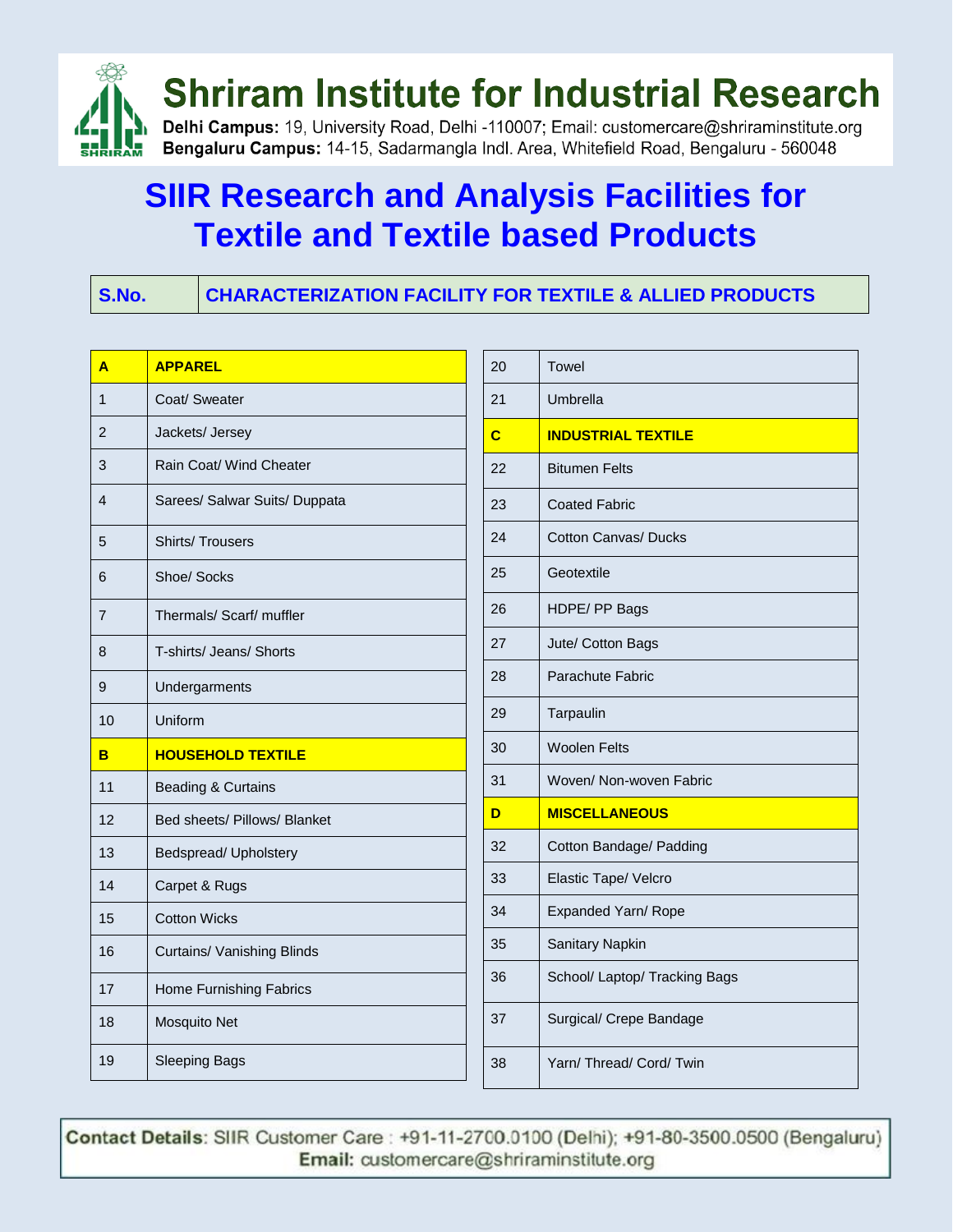# Shriram Institute for Industrial Research

**Delhi Campus:** 19, University Road, Delhi -110007; Email: customercare@shriraminstitute.org
**Bengaluru Campus:** 14-15, Sadarmangla Indl. Area, Whitefield Road, Bengaluru - 560048

## SIIR Research and Analysis Facilities for Textile and Textile based Products

| S.No. | CHARACTERIZATION FACILITY FOR TEXTILE & ALLIED PRODUCTS |
|---|---|
| **A** | **APPAREL** |
| 1 | Coat/ Sweater |
| 2 | Jackets/ Jersey |
| 3 | Rain Coat/ Wind Cheater |
| 4 | Sarees/ Salwar Suits/ Duppata |
| 5 | Shirts/ Trousers |
| 6 | Shoe/ Socks |
| 7 | Thermals/ Scarf/ muffler |
| 8 | T-shirts/ Jeans/ Shorts |
| 9 | Undergarments |
| 10 | Uniform |
| **B** | **HOUSEHOLD TEXTILE** |
| 11 | Beading & Curtains |
| 12 | Bed sheets/ Pillows/ Blanket |
| 13 | Bedspread/ Upholstery |
| 14 | Carpet & Rugs |
| 15 | Cotton Wicks |
| 16 | Curtains/ Vanishing Blinds |
| 17 | Home Furnishing Fabrics |
| 18 | Mosquito Net |
| 19 | Sleeping Bags |
| 20 | Towel |
| 21 | Umbrella |
| **C** | **INDUSTRIAL TEXTILE** |
| 22 | Bitumen Felts |
| 23 | Coated Fabric |
| 24 | Cotton Canvas/ Ducks |
| 25 | Geotextile |
| 26 | HDPE/ PP Bags |
| 27 | Jute/ Cotton Bags |
| 28 | Parachute Fabric |
| 29 | Tarpaulin |
| 30 | Woolen Felts |
| 31 | Woven/ Non-woven Fabric |
| **D** | **MISCELLANEOUS** |
| 32 | Cotton Bandage/ Padding |
| 33 | Elastic Tape/ Velcro |
| 34 | Expanded Yarn/ Rope |
| 35 | Sanitary Napkin |
| 36 | School/ Laptop/ Tracking Bags |
| 37 | Surgical/ Crepe Bandage |
| 38 | Yarn/ Thread/ Cord/ Twin |

**Contact Details**: SIIR Customer Care : +91-11-2700.0100 (Delhi); +91-80-3500.0500 (Bengaluru)
**Email:** customercare@shriraminstitute.org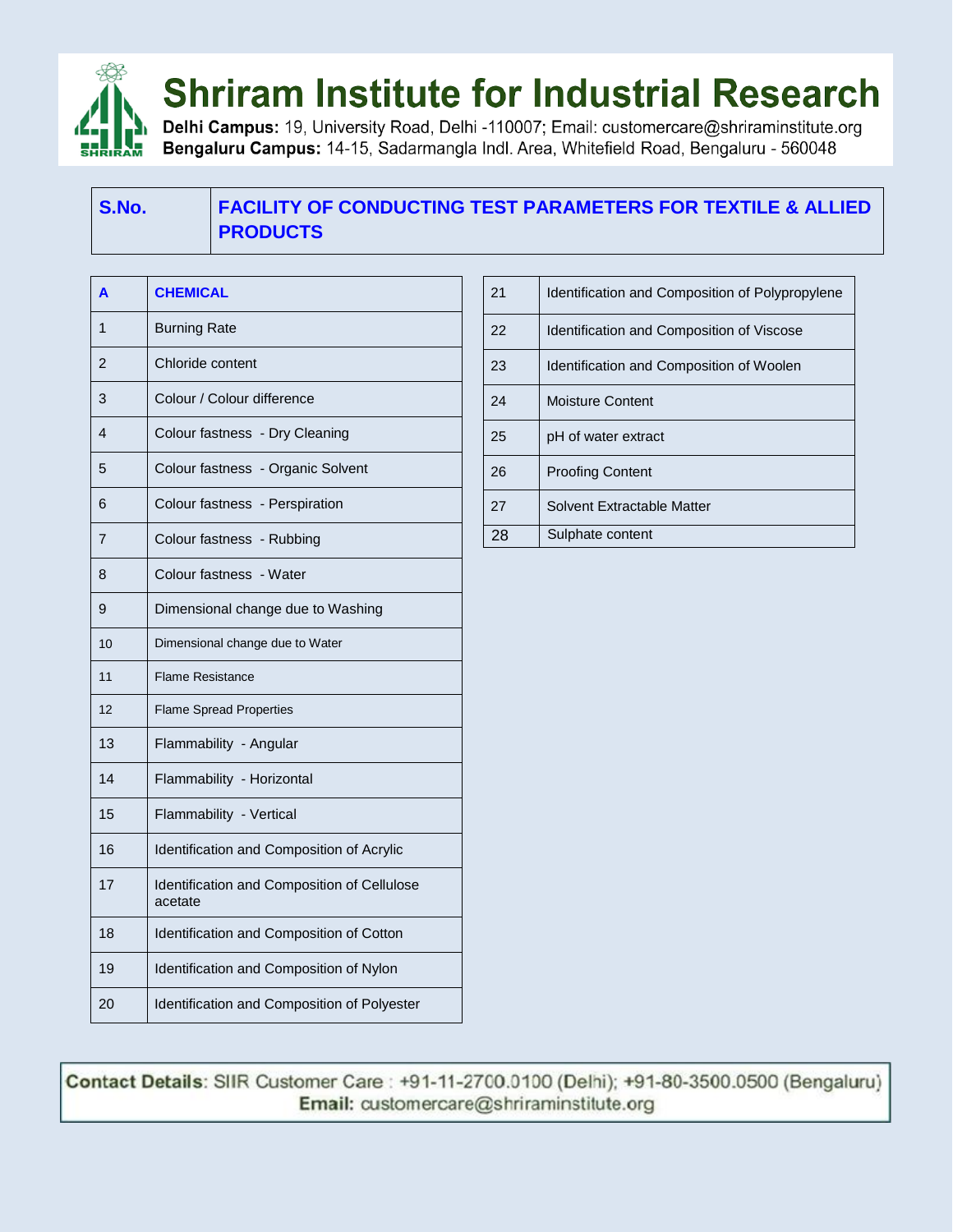# Shriram Institute for Industrial Research

**Delhi Campus:** 19, University Road, Delhi -110007; Email: customercare@shriraminstitute.org
**Bengaluru Campus:** 14-15, Sadarmangla Indl. Area, Whitefield Road, Bengaluru - 560048

| S.No. | FACILITY OF CONDUCTING TEST PARAMETERS FOR TEXTILE & ALLIED PRODUCTS |
|---|---|

| A | CHEMICAL |
|---|---|
| 1 | Burning Rate |
| 2 | Chloride content |
| 3 | Colour / Colour difference |
| 4 | Colour fastness - Dry Cleaning |
| 5 | Colour fastness - Organic Solvent |
| 6 | Colour fastness - Perspiration |
| 7 | Colour fastness - Rubbing |
| 8 | Colour fastness - Water |
| 9 | Dimensional change due to Washing |
| 10 | Dimensional change due to Water |
| 11 | Flame Resistance |
| 12 | Flame Spread Properties |
| 13 | Flammability - Angular |
| 14 | Flammability - Horizontal |
| 15 | Flammability - Vertical |
| 16 | Identification and Composition of Acrylic |
| 17 | Identification and Composition of Cellulose acetate |
| 18 | Identification and Composition of Cotton |
| 19 | Identification and Composition of Nylon |
| 20 | Identification and Composition of Polyester |
| 21 | Identification and Composition of Polypropylene |
| 22 | Identification and Composition of Viscose |
| 23 | Identification and Composition of Woolen |
| 24 | Moisture Content |
| 25 | pH of water extract |
| 26 | Proofing Content |
| 27 | Solvent Extractable Matter |
| 28 | Sulphate content |

**Contact Details**: SIIR Customer Care : +91-11-2700.0100 (Delhi); +91-80-3500.0500 (Bengaluru)
**Email:** customercare@shriraminstitute.org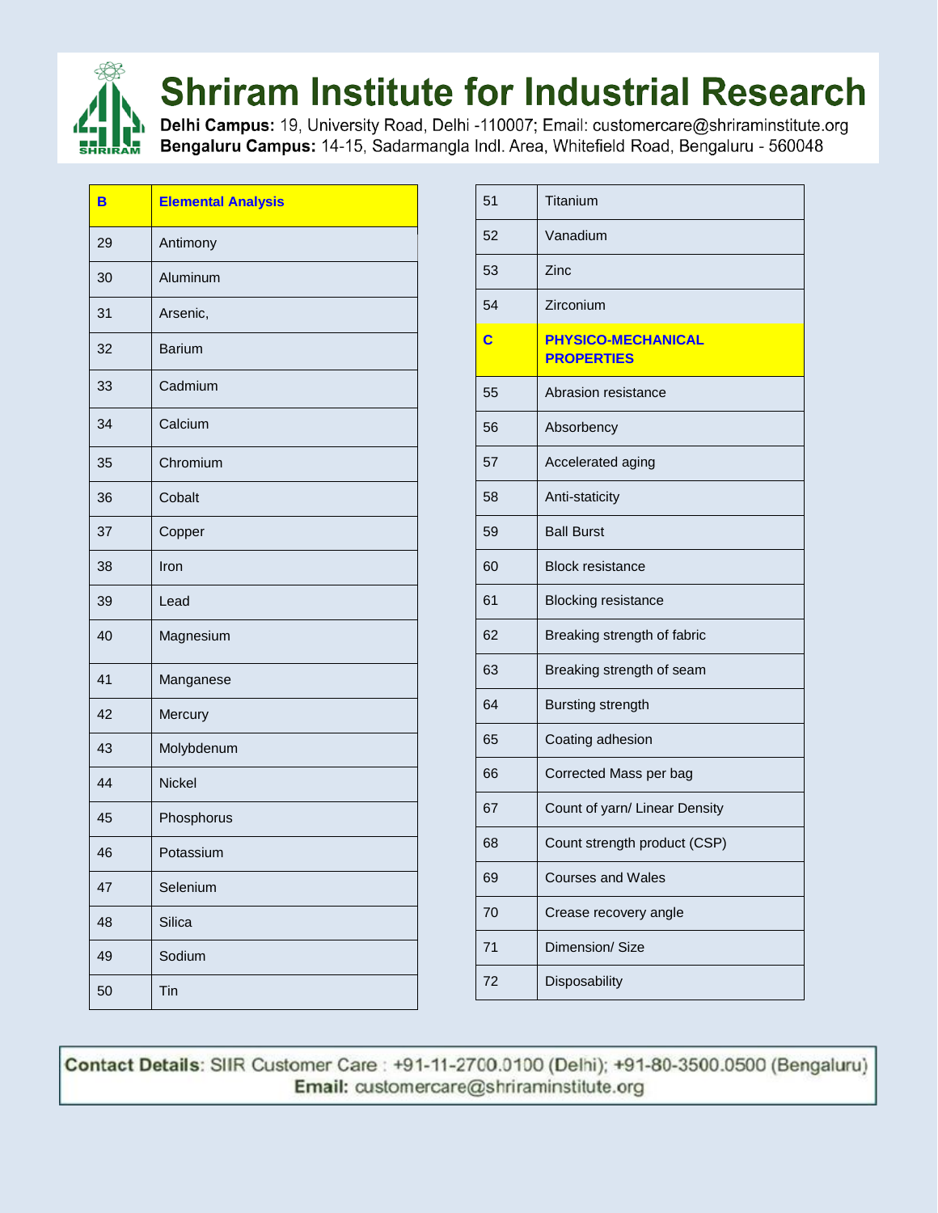# Shriram Institute for Industrial Research

**Delhi Campus:** 19, University Road, Delhi -110007; Email: customercare@shriraminstitute.org
**Bengaluru Campus:** 14-15, Sadarmangla Indl. Area, Whitefield Road, Bengaluru - 560048

| B | Elemental Analysis |
|---|---|
| 29 | Antimony |
| 30 | Aluminum |
| 31 | Arsenic, |
| 32 | Barium |
| 33 | Cadmium |
| 34 | Calcium |
| 35 | Chromium |
| 36 | Cobalt |
| 37 | Copper |
| 38 | Iron |
| 39 | Lead |
| 40 | Magnesium |
| 41 | Manganese |
| 42 | Mercury |
| 43 | Molybdenum |
| 44 | Nickel |
| 45 | Phosphorus |
| 46 | Potassium |
| 47 | Selenium |
| 48 | Silica |
| 49 | Sodium |
| 50 | Tin |
| 51 | Titanium |
| 52 | Vanadium |
| 53 | Zinc |
| 54 | Zirconium |
| **C** | **PHYSICO-MECHANICAL PROPERTIES** |
| 55 | Abrasion resistance |
| 56 | Absorbency |
| 57 | Accelerated aging |
| 58 | Anti-staticity |
| 59 | Ball Burst |
| 60 | Block resistance |
| 61 | Blocking resistance |
| 62 | Breaking strength of fabric |
| 63 | Breaking strength of seam |
| 64 | Bursting strength |
| 65 | Coating adhesion |
| 66 | Corrected Mass per bag |
| 67 | Count of yarn/ Linear Density |
| 68 | Count strength product (CSP) |
| 69 | Courses and Wales |
| 70 | Crease recovery angle |
| 71 | Dimension/ Size |
| 72 | Disposability |

**Contact Details**: SIIR Customer Care : +91-11-2700.0100 (Delhi); +91-80-3500.0500 (Bengaluru)
**Email:** customercare@shriraminstitute.org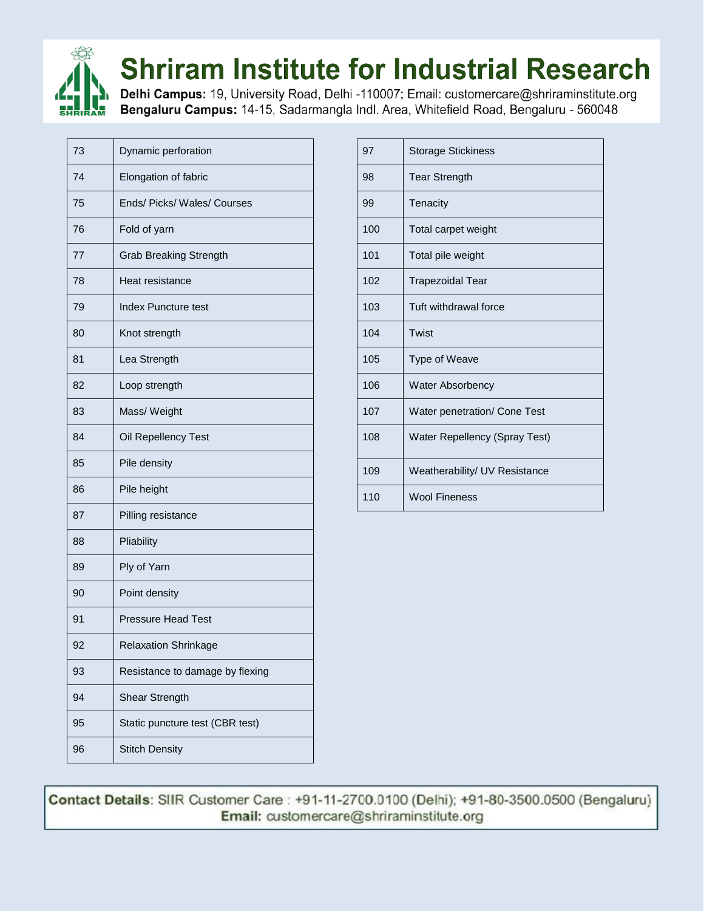# Shriram Institute for Industrial Research

**Delhi Campus:** 19, University Road, Delhi -110007; Email: customercare@shriraminstitute.org
**Bengaluru Campus:** 14-15, Sadarmangla Indl. Area, Whitefield Road, Bengaluru - 560048

| | |
|---|---|
| 73 | Dynamic perforation |
| 74 | Elongation of fabric |
| 75 | Ends/ Picks/ Wales/ Courses |
| 76 | Fold of yarn |
| 77 | Grab Breaking Strength |
| 78 | Heat resistance |
| 79 | Index Puncture test |
| 80 | Knot strength |
| 81 | Lea Strength |
| 82 | Loop strength |
| 83 | Mass/ Weight |
| 84 | Oil Repellency Test |
| 85 | Pile density |
| 86 | Pile height |
| 87 | Pilling resistance |
| 88 | Pliability |
| 89 | Ply of Yarn |
| 90 | Point density |
| 91 | Pressure Head Test |
| 92 | Relaxation Shrinkage |
| 93 | Resistance to damage by flexing |
| 94 | Shear Strength |
| 95 | Static puncture test (CBR test) |
| 96 | Stitch Density |
| 97 | Storage Stickiness |
| 98 | Tear Strength |
| 99 | Tenacity |
| 100 | Total carpet weight |
| 101 | Total pile weight |
| 102 | Trapezoidal Tear |
| 103 | Tuft withdrawal force |
| 104 | Twist |
| 105 | Type of Weave |
| 106 | Water Absorbency |
| 107 | Water penetration/ Cone Test |
| 108 | Water Repellency (Spray Test) |
| 109 | Weatherability/ UV Resistance |
| 110 | Wool Fineness |

**Contact Details**: SIIR Customer Care : +91-11-2700.0100 (Delhi); +91-80-3500.0500 (Bengaluru)
**Email:** customercare@shriraminstitute.org